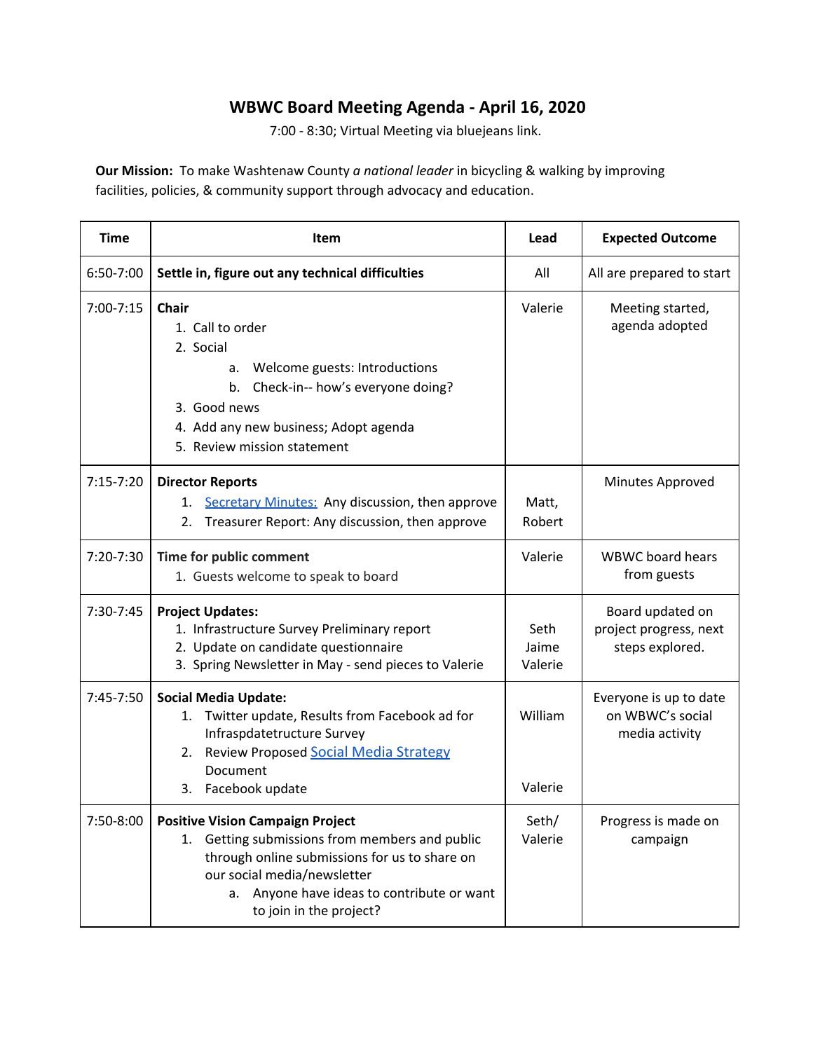# WBWC Board Meeting Agenda - April 16, 2020

7:00 - 8:30; Virtual Meeting via bluejeans link.

**Our Mission:** To make Washtenaw County *a national leader* in bicycling & walking by improving facilities, policies, & community support through advocacy and education.

| Time | Item | Lead | Expected Outcome |
|---|---|---|---|
| 6:50-7:00 | **Settle in, figure out any technical difficulties** | All | All are prepared to start |
| 7:00-7:15 | **Chair**<br>1. Call to order<br>2. Social<br>a. Welcome guests: Introductions<br>b. Check-in-- how's everyone doing?<br>3. Good news<br>4. Add any new business; Adopt agenda<br>5. Review mission statement | Valerie | Meeting started, agenda adopted |
| 7:15-7:20 | **Director Reports**<br>1. Secretary Minutes: Any discussion, then approve<br>2. Treasurer Report: Any discussion, then approve | Matt,<br>Robert | Minutes Approved |
| 7:20-7:30 | **Time for public comment**<br>1. Guests welcome to speak to board | Valerie | WBWC board hears from guests |
| 7:30-7:45 | **Project Updates:**<br>1. Infrastructure Survey Preliminary report<br>2. Update on candidate questionnaire<br>3. Spring Newsletter in May - send pieces to Valerie | Seth<br>Jaime<br>Valerie | Board updated on project progress, next steps explored. |
| 7:45-7:50 | **Social Media Update:**<br>1. Twitter update, Results from Facebook ad for Infraspdatetructure Survey<br>2. Review Proposed Social Media Strategy Document<br>3. Facebook update | William<br><br>Valerie | Everyone is up to date on WBWC's social media activity |
| 7:50-8:00 | **Positive Vision Campaign Project**<br>1. Getting submissions from members and public through online submissions for us to share on our social media/newsletter<br>a. Anyone have ideas to contribute or want to join in the project? | Seth/<br>Valerie | Progress is made on campaign |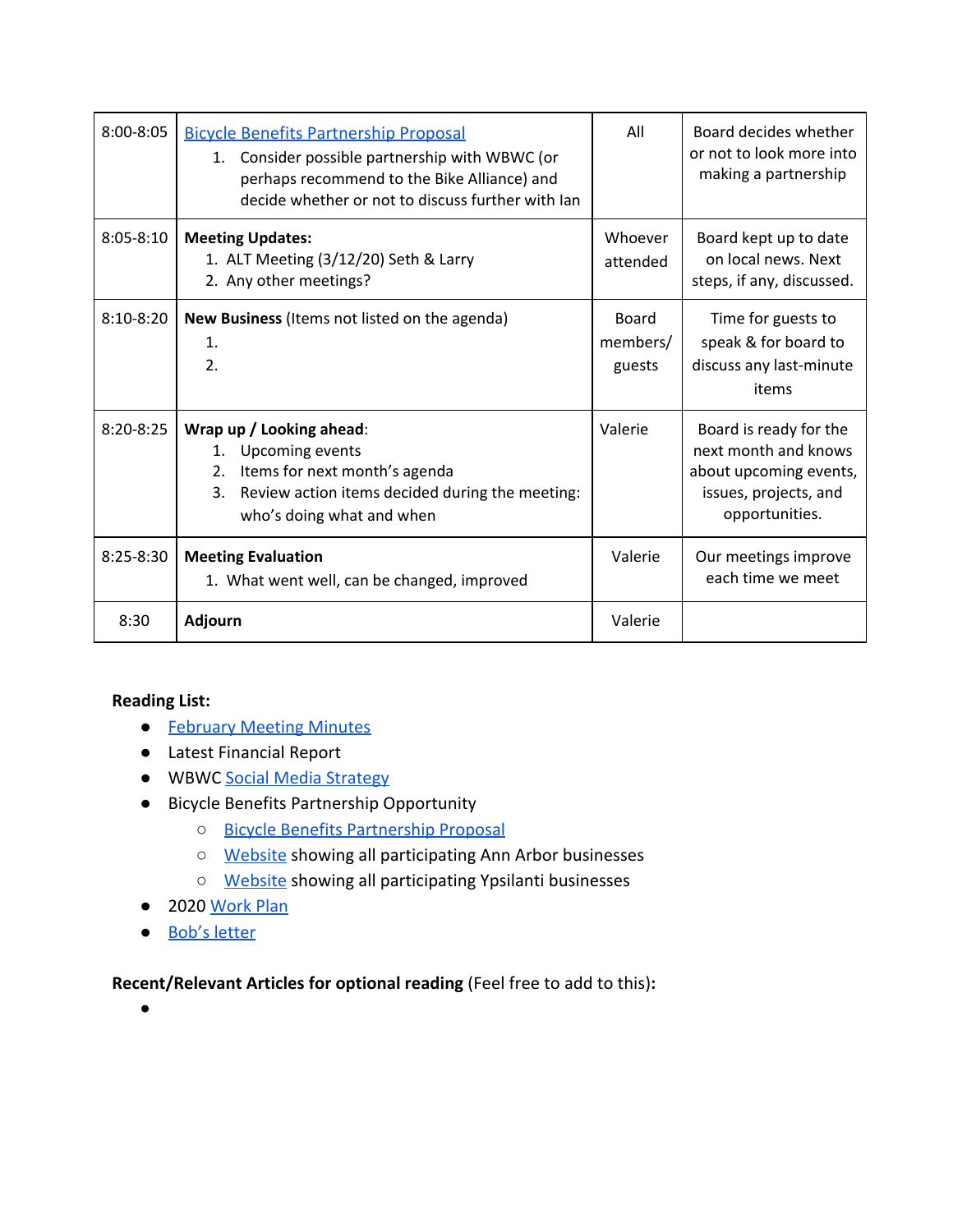| | | | |
|---|---|---|---|
| 8:00-8:05 | Bicycle Benefits Partnership Proposal<br>1. Consider possible partnership with WBWC (or perhaps recommend to the Bike Alliance) and decide whether or not to discuss further with Ian | All | Board decides whether or not to look more into making a partnership |
| 8:05-8:10 | **Meeting Updates:**<br>1. ALT Meeting (3/12/20) Seth & Larry<br>2. Any other meetings? | Whoever attended | Board kept up to date on local news. Next steps, if any, discussed. |
| 8:10-8:20 | **New Business** (Items not listed on the agenda)<br>1.<br>2. | Board members/ guests | Time for guests to speak & for board to discuss any last-minute items |
| 8:20-8:25 | **Wrap up / Looking ahead**:<br>1. Upcoming events<br>2. Items for next month's agenda<br>3. Review action items decided during the meeting: who's doing what and when | Valerie | Board is ready for the next month and knows about upcoming events, issues, projects, and opportunities. |
| 8:25-8:30 | **Meeting Evaluation**<br>1. What went well, can be changed, improved | Valerie | Our meetings improve each time we meet |
| 8:30 | **Adjourn** | Valerie | |

**Reading List:**

- February Meeting Minutes
- Latest Financial Report
- WBWC Social Media Strategy
- Bicycle Benefits Partnership Opportunity
  - Bicycle Benefits Partnership Proposal
  - Website showing all participating Ann Arbor businesses
  - Website showing all participating Ypsilanti businesses
- 2020 Work Plan
- Bob's letter

**Recent/Relevant Articles for optional reading** (Feel free to add to this)**:**

-